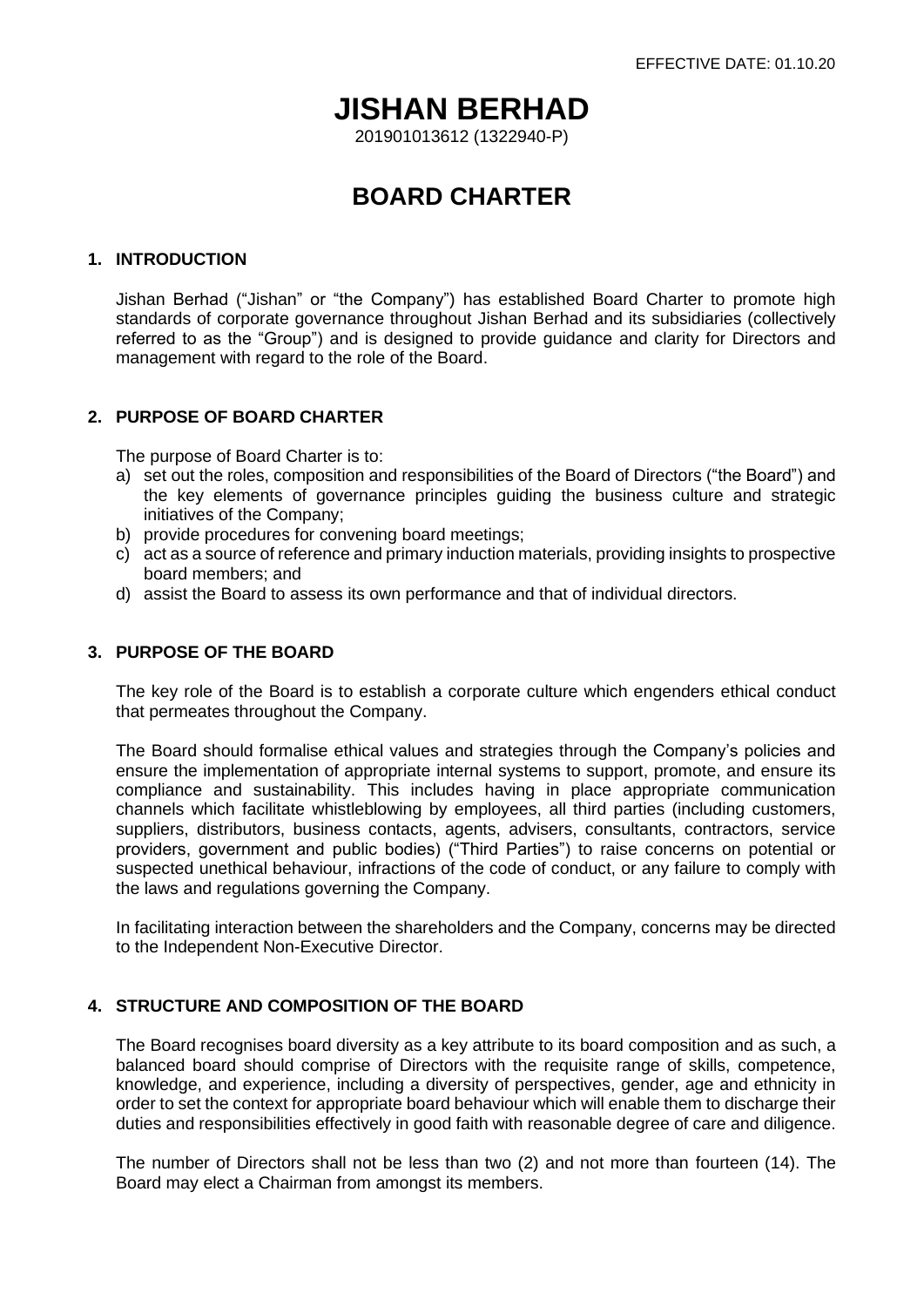EFFECTIVE DATE: 01.10.20

# JISHAN BERHAD

201901013612 (1322940-P)

# BOARD CHARTER

## 1. INTRODUCTION

Jishan Berhad ("Jishan" or "the Company") has established Board Charter to promote high standards of corporate governance throughout Jishan Berhad and its subsidiaries (collectively referred to as the "Group") and is designed to provide guidance and clarity for Directors and management with regard to the role of the Board.

## 2. PURPOSE OF BOARD CHARTER

The purpose of Board Charter is to:

a) set out the roles, composition and responsibilities of the Board of Directors ("the Board") and the key elements of governance principles guiding the business culture and strategic initiatives of the Company;
b) provide procedures for convening board meetings;
c) act as a source of reference and primary induction materials, providing insights to prospective board members; and
d) assist the Board to assess its own performance and that of individual directors.

## 3. PURPOSE OF THE BOARD

The key role of the Board is to establish a corporate culture which engenders ethical conduct that permeates throughout the Company.

The Board should formalise ethical values and strategies through the Company's policies and ensure the implementation of appropriate internal systems to support, promote, and ensure its compliance and sustainability. This includes having in place appropriate communication channels which facilitate whistleblowing by employees, all third parties (including customers, suppliers, distributors, business contacts, agents, advisers, consultants, contractors, service providers, government and public bodies) ("Third Parties") to raise concerns on potential or suspected unethical behaviour, infractions of the code of conduct, or any failure to comply with the laws and regulations governing the Company.

In facilitating interaction between the shareholders and the Company, concerns may be directed to the Independent Non-Executive Director.

## 4. STRUCTURE AND COMPOSITION OF THE BOARD

The Board recognises board diversity as a key attribute to its board composition and as such, a balanced board should comprise of Directors with the requisite range of skills, competence, knowledge, and experience, including a diversity of perspectives, gender, age and ethnicity in order to set the context for appropriate board behaviour which will enable them to discharge their duties and responsibilities effectively in good faith with reasonable degree of care and diligence.

The number of Directors shall not be less than two (2) and not more than fourteen (14). The Board may elect a Chairman from amongst its members.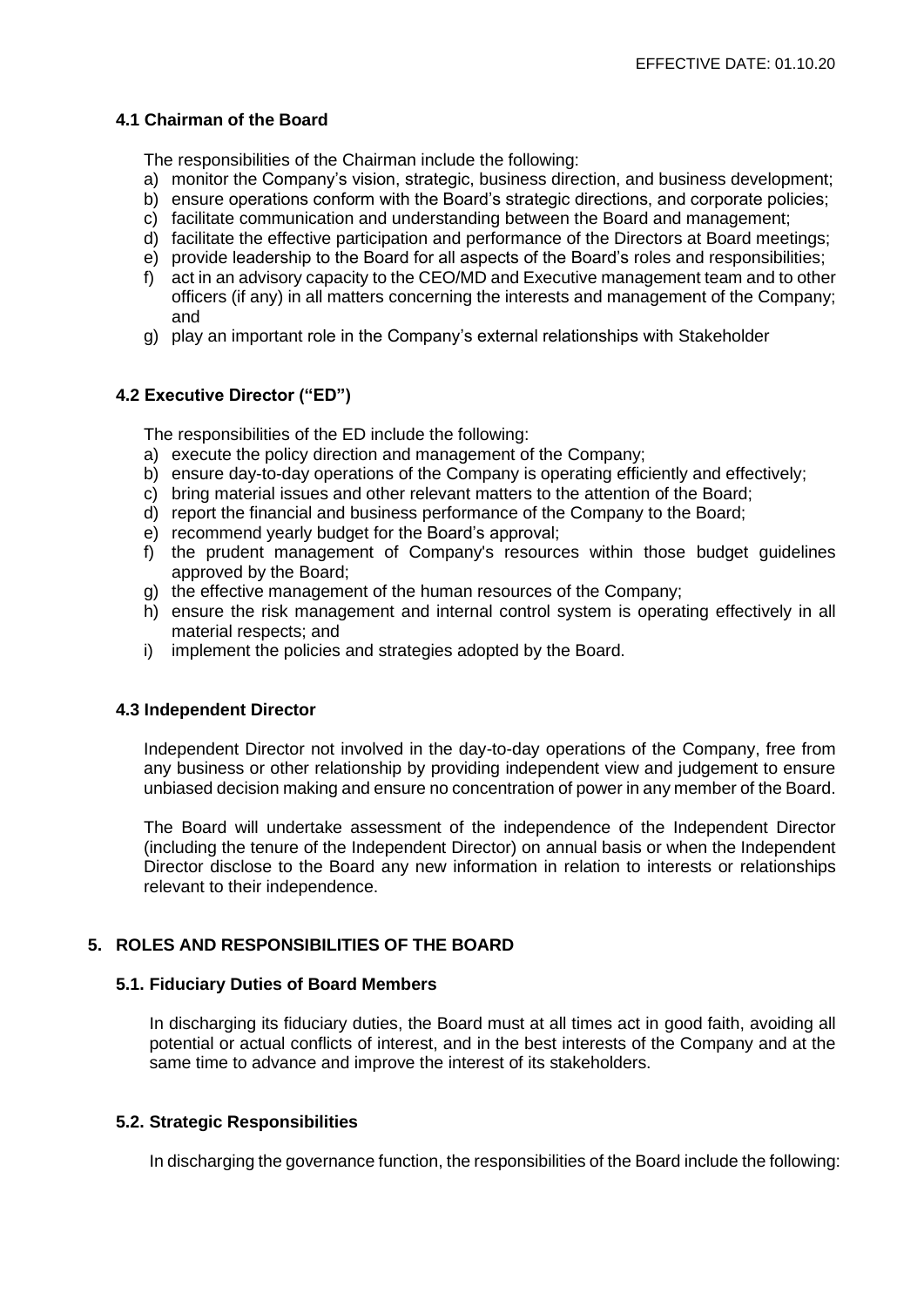### 4.1 Chairman of the Board

The responsibilities of the Chairman include the following:

a) monitor the Company's vision, strategic, business direction, and business development;
b) ensure operations conform with the Board's strategic directions, and corporate policies;
c) facilitate communication and understanding between the Board and management;
d) facilitate the effective participation and performance of the Directors at Board meetings;
e) provide leadership to the Board for all aspects of the Board's roles and responsibilities;
f) act in an advisory capacity to the CEO/MD and Executive management team and to other officers (if any) in all matters concerning the interests and management of the Company; and
g) play an important role in the Company's external relationships with Stakeholder

### 4.2 Executive Director ("ED")

The responsibilities of the ED include the following:

a) execute the policy direction and management of the Company;
b) ensure day-to-day operations of the Company is operating efficiently and effectively;
c) bring material issues and other relevant matters to the attention of the Board;
d) report the financial and business performance of the Company to the Board;
e) recommend yearly budget for the Board's approval;
f) the prudent management of Company's resources within those budget guidelines approved by the Board;
g) the effective management of the human resources of the Company;
h) ensure the risk management and internal control system is operating effectively in all material respects; and
i) implement the policies and strategies adopted by the Board.

### 4.3 Independent Director

Independent Director not involved in the day-to-day operations of the Company, free from any business or other relationship by providing independent view and judgement to ensure unbiased decision making and ensure no concentration of power in any member of the Board.

The Board will undertake assessment of the independence of the Independent Director (including the tenure of the Independent Director) on annual basis or when the Independent Director disclose to the Board any new information in relation to interests or relationships relevant to their independence.

## 5. ROLES AND RESPONSIBILITIES OF THE BOARD

### 5.1. Fiduciary Duties of Board Members

In discharging its fiduciary duties, the Board must at all times act in good faith, avoiding all potential or actual conflicts of interest, and in the best interests of the Company and at the same time to advance and improve the interest of its stakeholders.

### 5.2. Strategic Responsibilities

In discharging the governance function, the responsibilities of the Board include the following: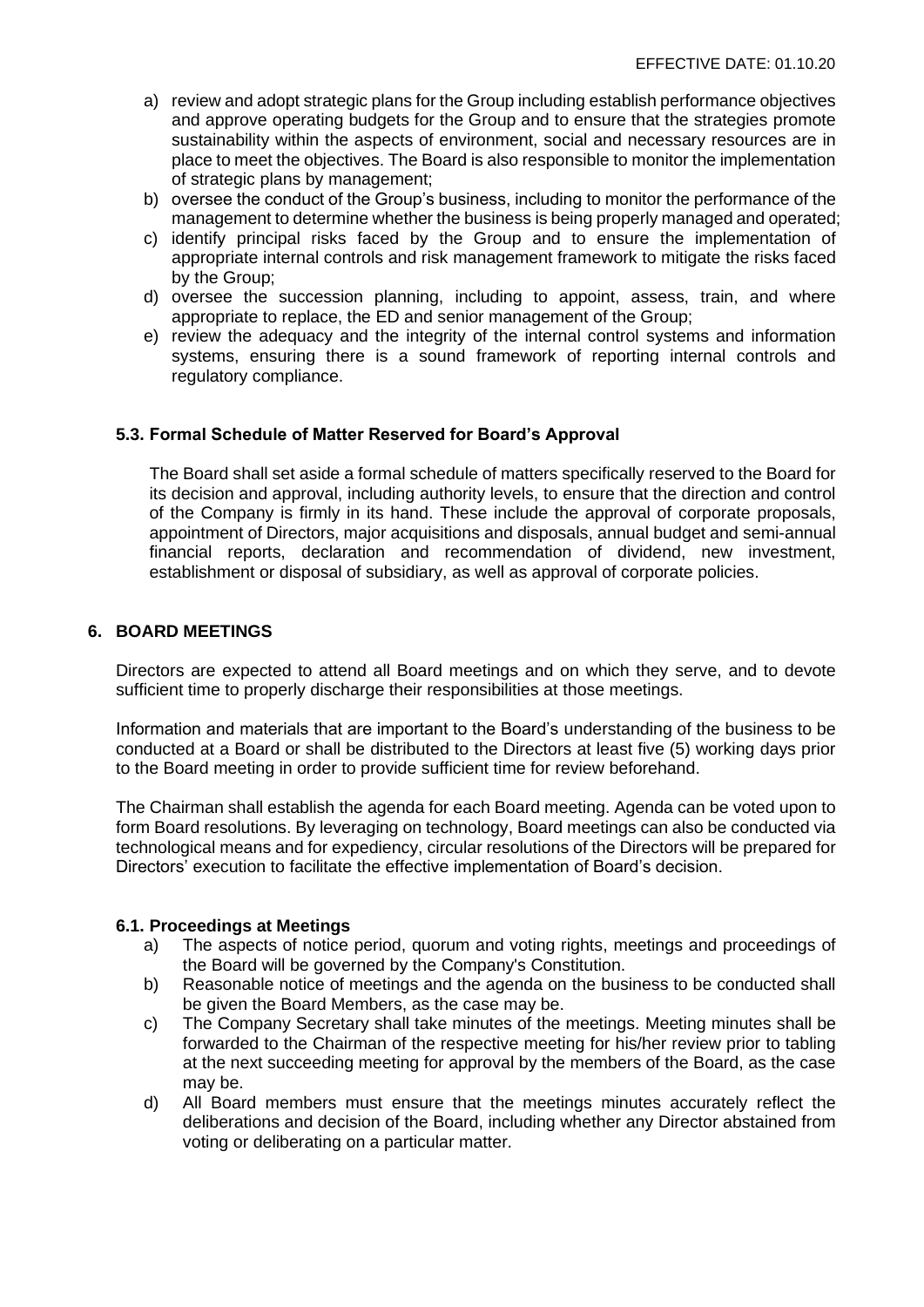a) review and adopt strategic plans for the Group including establish performance objectives and approve operating budgets for the Group and to ensure that the strategies promote sustainability within the aspects of environment, social and necessary resources are in place to meet the objectives. The Board is also responsible to monitor the implementation of strategic plans by management;
b) oversee the conduct of the Group's business, including to monitor the performance of the management to determine whether the business is being properly managed and operated;
c) identify principal risks faced by the Group and to ensure the implementation of appropriate internal controls and risk management framework to mitigate the risks faced by the Group;
d) oversee the succession planning, including to appoint, assess, train, and where appropriate to replace, the ED and senior management of the Group;
e) review the adequacy and the integrity of the internal control systems and information systems, ensuring there is a sound framework of reporting internal controls and regulatory compliance.

### 5.3. Formal Schedule of Matter Reserved for Board's Approval

The Board shall set aside a formal schedule of matters specifically reserved to the Board for its decision and approval, including authority levels, to ensure that the direction and control of the Company is firmly in its hand. These include the approval of corporate proposals, appointment of Directors, major acquisitions and disposals, annual budget and semi-annual financial reports, declaration and recommendation of dividend, new investment, establishment or disposal of subsidiary, as well as approval of corporate policies.

## 6. BOARD MEETINGS

Directors are expected to attend all Board meetings and on which they serve, and to devote sufficient time to properly discharge their responsibilities at those meetings.

Information and materials that are important to the Board's understanding of the business to be conducted at a Board or shall be distributed to the Directors at least five (5) working days prior to the Board meeting in order to provide sufficient time for review beforehand.

The Chairman shall establish the agenda for each Board meeting. Agenda can be voted upon to form Board resolutions. By leveraging on technology, Board meetings can also be conducted via technological means and for expediency, circular resolutions of the Directors will be prepared for Directors' execution to facilitate the effective implementation of Board's decision.

### 6.1. Proceedings at Meetings

a) The aspects of notice period, quorum and voting rights, meetings and proceedings of the Board will be governed by the Company's Constitution.
b) Reasonable notice of meetings and the agenda on the business to be conducted shall be given the Board Members, as the case may be.
c) The Company Secretary shall take minutes of the meetings. Meeting minutes shall be forwarded to the Chairman of the respective meeting for his/her review prior to tabling at the next succeeding meeting for approval by the members of the Board, as the case may be.
d) All Board members must ensure that the meetings minutes accurately reflect the deliberations and decision of the Board, including whether any Director abstained from voting or deliberating on a particular matter.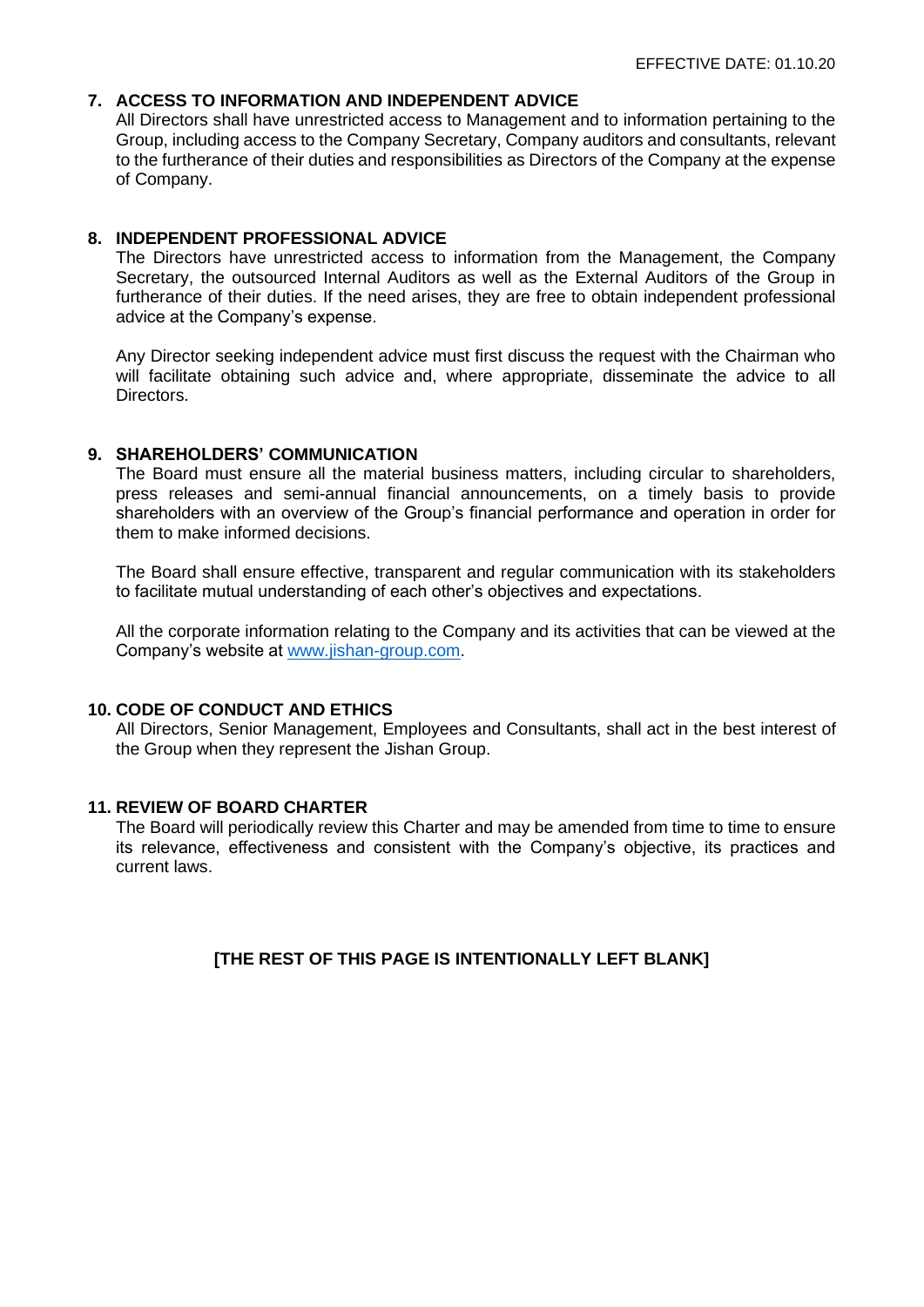EFFECTIVE DATE: 01.10.20

**7. ACCESS TO INFORMATION AND INDEPENDENT ADVICE**

All Directors shall have unrestricted access to Management and to information pertaining to the Group, including access to the Company Secretary, Company auditors and consultants, relevant to the furtherance of their duties and responsibilities as Directors of the Company at the expense of Company.

**8. INDEPENDENT PROFESSIONAL ADVICE**

The Directors have unrestricted access to information from the Management, the Company Secretary, the outsourced Internal Auditors as well as the External Auditors of the Group in furtherance of their duties. If the need arises, they are free to obtain independent professional advice at the Company's expense.

Any Director seeking independent advice must first discuss the request with the Chairman who will facilitate obtaining such advice and, where appropriate, disseminate the advice to all Directors.

**9. SHAREHOLDERS' COMMUNICATION**

The Board must ensure all the material business matters, including circular to shareholders, press releases and semi-annual financial announcements, on a timely basis to provide shareholders with an overview of the Group's financial performance and operation in order for them to make informed decisions.

The Board shall ensure effective, transparent and regular communication with its stakeholders to facilitate mutual understanding of each other's objectives and expectations.

All the corporate information relating to the Company and its activities that can be viewed at the Company's website at www.jishan-group.com.

**10. CODE OF CONDUCT AND ETHICS**

All Directors, Senior Management, Employees and Consultants, shall act in the best interest of the Group when they represent the Jishan Group.

**11. REVIEW OF BOARD CHARTER**

The Board will periodically review this Charter and may be amended from time to time to ensure its relevance, effectiveness and consistent with the Company's objective, its practices and current laws.

**[THE REST OF THIS PAGE IS INTENTIONALLY LEFT BLANK]**